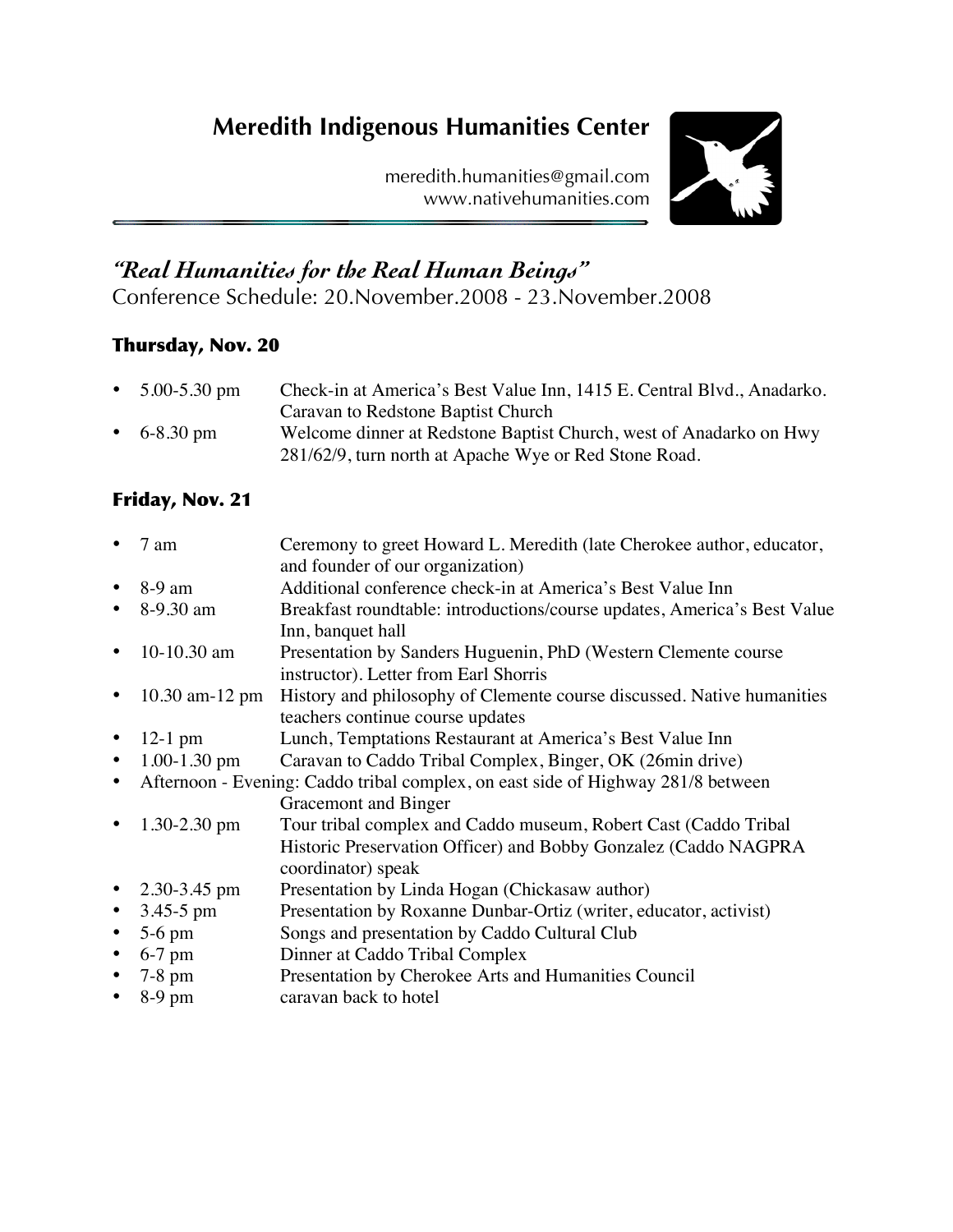# Meredith Indigenous Humanities Center

meredith.humanities@gmail.com
www.nativehumanities.com

## *"Real Humanities for the Real Human Beings"*

Conference Schedule: 20.November.2008 - 23.November.2008

### Thursday, Nov. 20

- 5.00-5.30 pm — Check-in at America's Best Value Inn, 1415 E. Central Blvd., Anadarko. Caravan to Redstone Baptist Church
- 6-8.30 pm — Welcome dinner at Redstone Baptist Church, west of Anadarko on Hwy 281/62/9, turn north at Apache Wye or Red Stone Road.

### Friday, Nov. 21

- 7 am — Ceremony to greet Howard L. Meredith (late Cherokee author, educator, and founder of our organization)
- 8-9 am — Additional conference check-in at America's Best Value Inn
- 8-9.30 am — Breakfast roundtable: introductions/course updates, America's Best Value Inn, banquet hall
- 10-10.30 am — Presentation by Sanders Huguenin, PhD (Western Clemente course instructor). Letter from Earl Shorris
- 10.30 am-12 pm — History and philosophy of Clemente course discussed. Native humanities teachers continue course updates
- 12-1 pm — Lunch, Temptations Restaurant at America's Best Value Inn
- 1.00-1.30 pm — Caravan to Caddo Tribal Complex, Binger, OK (26min drive)
- Afternoon - Evening: Caddo tribal complex, on east side of Highway 281/8 between Gracemont and Binger
- 1.30-2.30 pm — Tour tribal complex and Caddo museum, Robert Cast (Caddo Tribal Historic Preservation Officer) and Bobby Gonzalez (Caddo NAGPRA coordinator) speak
- 2.30-3.45 pm — Presentation by Linda Hogan (Chickasaw author)
- 3.45-5 pm — Presentation by Roxanne Dunbar-Ortiz (writer, educator, activist)
- 5-6 pm — Songs and presentation by Caddo Cultural Club
- 6-7 pm — Dinner at Caddo Tribal Complex
- 7-8 pm — Presentation by Cherokee Arts and Humanities Council
- 8-9 pm — caravan back to hotel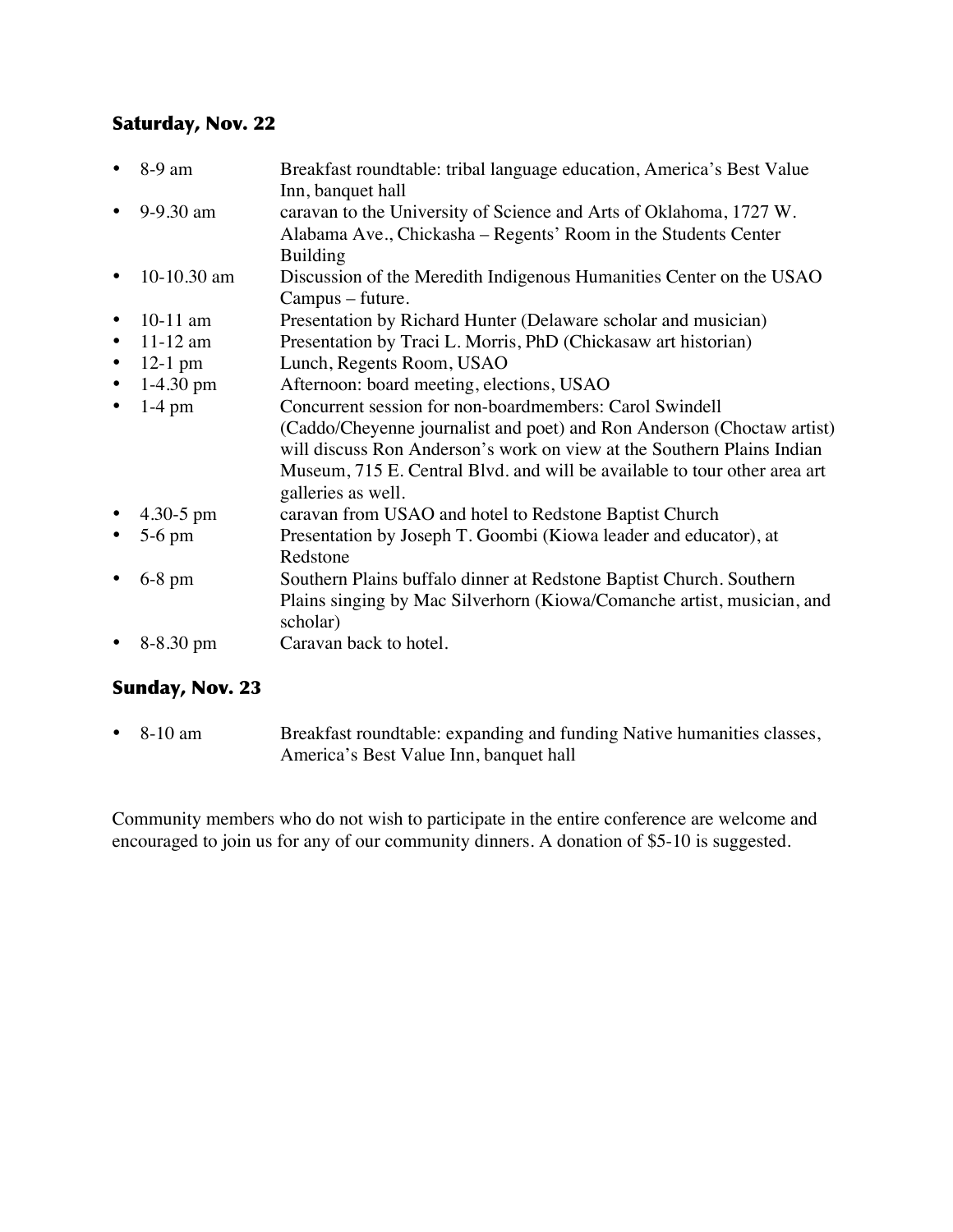### Saturday, Nov. 22

- 8-9 am — Breakfast roundtable: tribal language education, America's Best Value Inn, banquet hall
- 9-9.30 am — caravan to the University of Science and Arts of Oklahoma, 1727 W. Alabama Ave., Chickasha – Regents' Room in the Students Center Building
- 10-10.30 am — Discussion of the Meredith Indigenous Humanities Center on the USAO Campus – future.
- 10-11 am — Presentation by Richard Hunter (Delaware scholar and musician)
- 11-12 am — Presentation by Traci L. Morris, PhD (Chickasaw art historian)
- 12-1 pm — Lunch, Regents Room, USAO
- 1-4.30 pm — Afternoon: board meeting, elections, USAO
- 1-4 pm — Concurrent session for non-boardmembers: Carol Swindell (Caddo/Cheyenne journalist and poet) and Ron Anderson (Choctaw artist) will discuss Ron Anderson's work on view at the Southern Plains Indian Museum, 715 E. Central Blvd. and will be available to tour other area art galleries as well.
- 4.30-5 pm — caravan from USAO and hotel to Redstone Baptist Church
- 5-6 pm — Presentation by Joseph T. Goombi (Kiowa leader and educator), at Redstone
- 6-8 pm — Southern Plains buffalo dinner at Redstone Baptist Church. Southern Plains singing by Mac Silverhorn (Kiowa/Comanche artist, musician, and scholar)
- 8-8.30 pm — Caravan back to hotel.

### Sunday, Nov. 23

- 8-10 am — Breakfast roundtable: expanding and funding Native humanities classes, America's Best Value Inn, banquet hall

Community members who do not wish to participate in the entire conference are welcome and encouraged to join us for any of our community dinners. A donation of $5-10 is suggested.